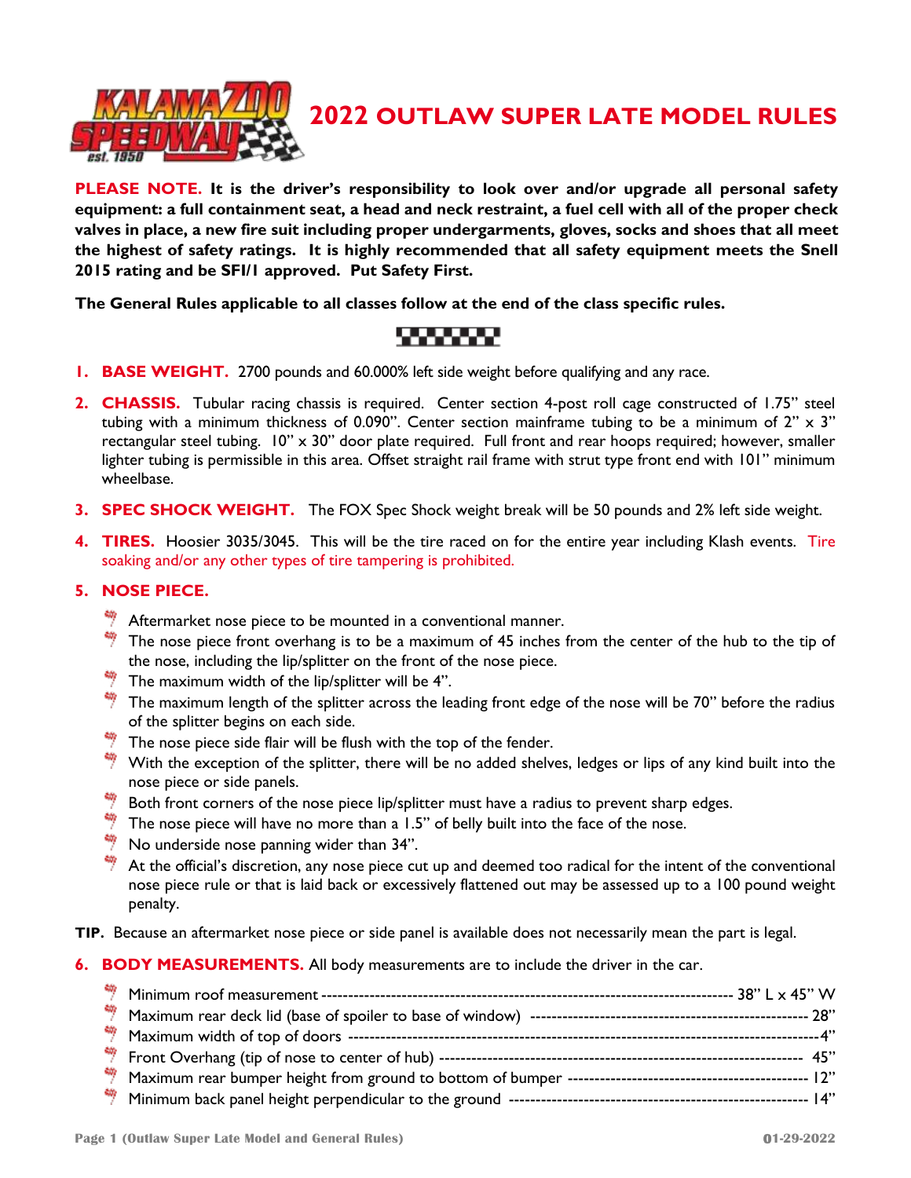# 2022 OUTLAW SUPER LATE MODEL RULES

**PLEASE NOTE. It is the driver's responsibility to look over and/or upgrade all personal safety equipment: a full containment seat, a head and neck restraint, a fuel cell with all of the proper check valves in place, a new fire suit including proper undergarments, gloves, socks and shoes that all meet the highest of safety ratings. It is highly recommended that all safety equipment meets the Snell 2015 rating and be SFI/1 approved. Put Safety First.**

**The General Rules applicable to all classes follow at the end of the class specific rules.**

1. **BASE WEIGHT.** 2700 pounds and 60.000% left side weight before qualifying and any race.

2. **CHASSIS.** Tubular racing chassis is required. Center section 4-post roll cage constructed of 1.75" steel tubing with a minimum thickness of 0.090". Center section mainframe tubing to be a minimum of 2" x 3" rectangular steel tubing. 10" x 30" door plate required. Full front and rear hoops required; however, smaller lighter tubing is permissible in this area. Offset straight rail frame with strut type front end with 101" minimum wheelbase.

3. **SPEC SHOCK WEIGHT.** The FOX Spec Shock weight break will be 50 pounds and 2% left side weight.

4. **TIRES.** Hoosier 3035/3045. This will be the tire raced on for the entire year including Klash events. Tire soaking and/or any other types of tire tampering is prohibited.

5. **NOSE PIECE.**
   - Aftermarket nose piece to be mounted in a conventional manner.
   - The nose piece front overhang is to be a maximum of 45 inches from the center of the hub to the tip of the nose, including the lip/splitter on the front of the nose piece.
   - The maximum width of the lip/splitter will be 4".
   - The maximum length of the splitter across the leading front edge of the nose will be 70" before the radius of the splitter begins on each side.
   - The nose piece side flair will be flush with the top of the fender.
   - With the exception of the splitter, there will be no added shelves, ledges or lips of any kind built into the nose piece or side panels.
   - Both front corners of the nose piece lip/splitter must have a radius to prevent sharp edges.
   - The nose piece will have no more than a 1.5" of belly built into the face of the nose.
   - No underside nose panning wider than 34".
   - At the official's discretion, any nose piece cut up and deemed too radical for the intent of the conventional nose piece rule or that is laid back or excessively flattened out may be assessed up to a 100 pound weight penalty.

**TIP.** Because an aftermarket nose piece or side panel is available does not necessarily mean the part is legal.

6. **BODY MEASUREMENTS.** All body measurements are to include the driver in the car.
   - Minimum roof measurement -------------------- 38" L x 45" W
   - Maximum rear deck lid (base of spoiler to base of window) -------------------- 28"
   - Maximum width of top of doors -------------------- 4"
   - Front Overhang (tip of nose to center of hub) -------------------- 45"
   - Maximum rear bumper height from ground to bottom of bumper -------------------- 12"
   - Minimum back panel height perpendicular to the ground -------------------- 14"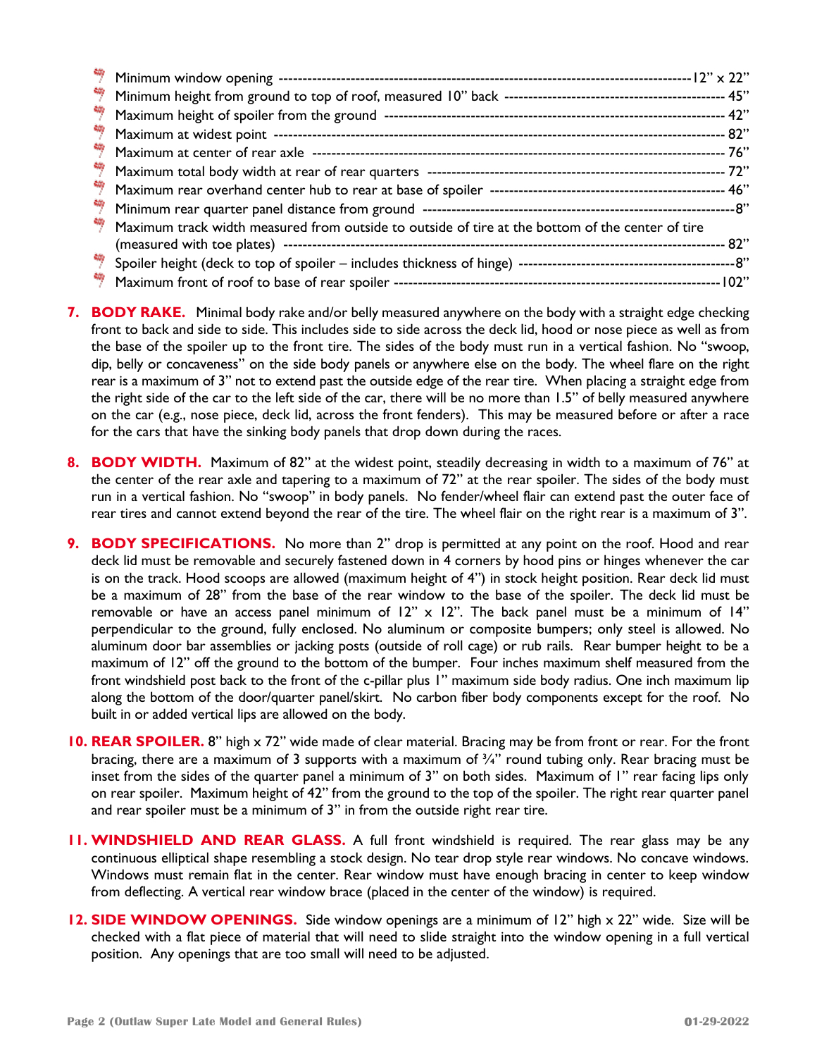- Minimum window opening ------------------------------------------------------------------------------------12" x 22"
- Minimum height from ground to top of roof, measured 10" back -------------------------------------------- 45"
- Maximum height of spoiler from the ground ---------------------------------------------------------------- 42"
- Maximum at widest point ------------------------------------------------------------------------------------ 82"
- Maximum at center of rear axle ------------------------------------------------------------------------------ 76"
- Maximum total body width at rear of rear quarters ------------------------------------------------------------ 72"
- Maximum rear overhand center hub to rear at base of spoiler ----------------------------------------------- 46"
- Minimum rear quarter panel distance from ground ---------------------------------------------------------------8"
- Maximum track width measured from outside to outside of tire at the bottom of the center of tire (measured with toe plates) ------------------------------------------------------------------------------------ 82"
- Spoiler height (deck to top of spoiler – includes thickness of hinge) -------------------------------------------8"
- Maximum front of roof to base of rear spoiler -------------------------------------------------------------------102"

7. **BODY RAKE.** Minimal body rake and/or belly measured anywhere on the body with a straight edge checking front to back and side to side. This includes side to side across the deck lid, hood or nose piece as well as from the base of the spoiler up to the front tire. The sides of the body must run in a vertical fashion. No "swoop, dip, belly or concaveness" on the side body panels or anywhere else on the body. The wheel flare on the right rear is a maximum of 3" not to extend past the outside edge of the rear tire. When placing a straight edge from the right side of the car to the left side of the car, there will be no more than 1.5" of belly measured anywhere on the car (e.g., nose piece, deck lid, across the front fenders). This may be measured before or after a race for the cars that have the sinking body panels that drop down during the races.

8. **BODY WIDTH.** Maximum of 82" at the widest point, steadily decreasing in width to a maximum of 76" at the center of the rear axle and tapering to a maximum of 72" at the rear spoiler. The sides of the body must run in a vertical fashion. No "swoop" in body panels. No fender/wheel flair can extend past the outer face of rear tires and cannot extend beyond the rear of the tire. The wheel flair on the right rear is a maximum of 3".

9. **BODY SPECIFICATIONS.** No more than 2" drop is permitted at any point on the roof. Hood and rear deck lid must be removable and securely fastened down in 4 corners by hood pins or hinges whenever the car is on the track. Hood scoops are allowed (maximum height of 4") in stock height position. Rear deck lid must be a maximum of 28" from the base of the rear window to the base of the spoiler. The deck lid must be removable or have an access panel minimum of 12" x 12". The back panel must be a minimum of 14" perpendicular to the ground, fully enclosed. No aluminum or composite bumpers; only steel is allowed. No aluminum door bar assemblies or jacking posts (outside of roll cage) or rub rails. Rear bumper height to be a maximum of 12" off the ground to the bottom of the bumper. Four inches maximum shelf measured from the front windshield post back to the front of the c-pillar plus 1" maximum side body radius. One inch maximum lip along the bottom of the door/quarter panel/skirt. No carbon fiber body components except for the roof. No built in or added vertical lips are allowed on the body.

10. **REAR SPOILER.** 8" high x 72" wide made of clear material. Bracing may be from front or rear. For the front bracing, there are a maximum of 3 supports with a maximum of ¾" round tubing only. Rear bracing must be inset from the sides of the quarter panel a minimum of 3" on both sides. Maximum of 1" rear facing lips only on rear spoiler. Maximum height of 42" from the ground to the top of the spoiler. The right rear quarter panel and rear spoiler must be a minimum of 3" in from the outside right rear tire.

11. **WINDSHIELD AND REAR GLASS.** A full front windshield is required. The rear glass may be any continuous elliptical shape resembling a stock design. No tear drop style rear windows. No concave windows. Windows must remain flat in the center. Rear window must have enough bracing in center to keep window from deflecting. A vertical rear window brace (placed in the center of the window) is required.

12. **SIDE WINDOW OPENINGS.** Side window openings are a minimum of 12" high x 22" wide. Size will be checked with a flat piece of material that will need to slide straight into the window opening in a full vertical position. Any openings that are too small will need to be adjusted.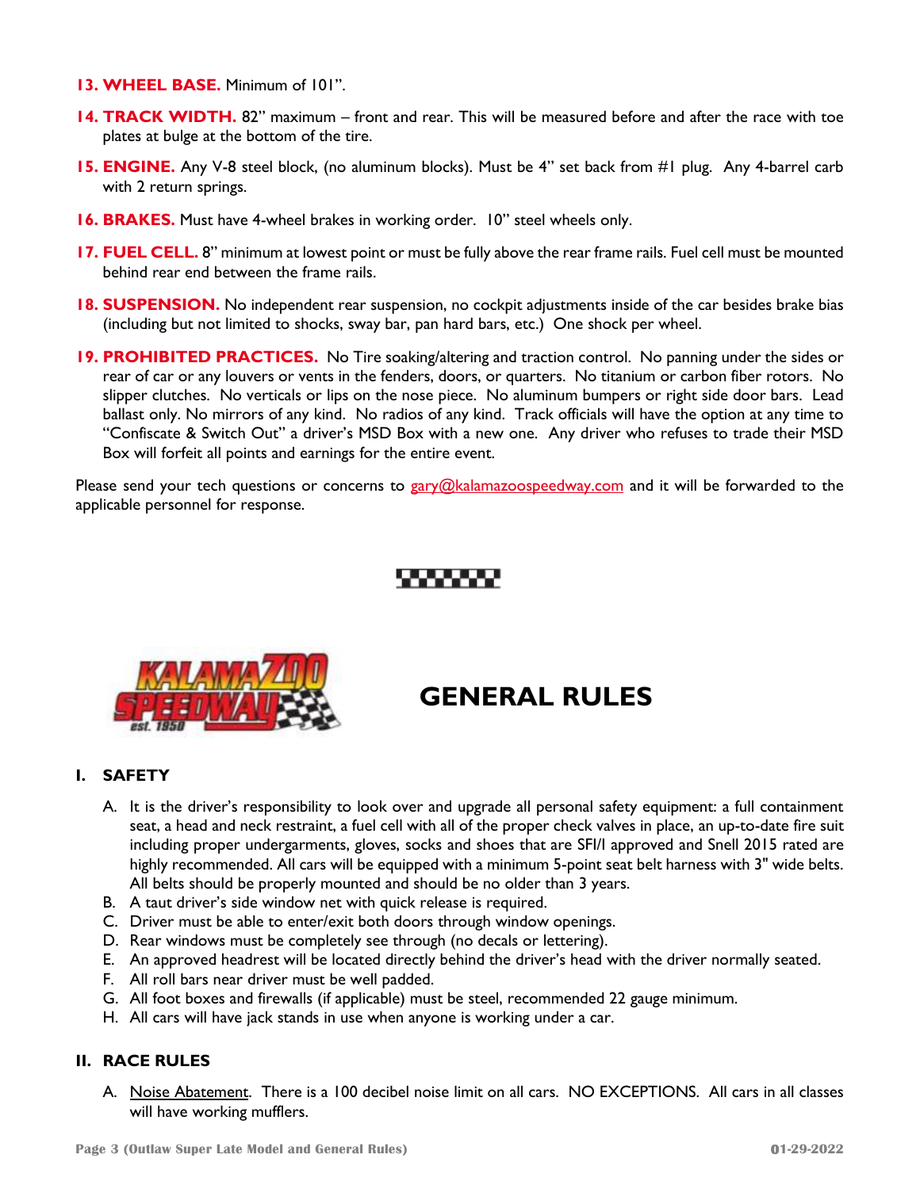**13. WHEEL BASE.** Minimum of 101".

**14. TRACK WIDTH.** 82" maximum – front and rear. This will be measured before and after the race with toe plates at bulge at the bottom of the tire.

**15. ENGINE.** Any V-8 steel block, (no aluminum blocks). Must be 4" set back from #1 plug. Any 4-barrel carb with 2 return springs.

**16. BRAKES.** Must have 4-wheel brakes in working order. 10" steel wheels only.

**17. FUEL CELL.** 8" minimum at lowest point or must be fully above the rear frame rails. Fuel cell must be mounted behind rear end between the frame rails.

**18. SUSPENSION.** No independent rear suspension, no cockpit adjustments inside of the car besides brake bias (including but not limited to shocks, sway bar, pan hard bars, etc.) One shock per wheel.

**19. PROHIBITED PRACTICES.** No Tire soaking/altering and traction control. No panning under the sides or rear of car or any louvers or vents in the fenders, doors, or quarters. No titanium or carbon fiber rotors. No slipper clutches. No verticals or lips on the nose piece. No aluminum bumpers or right side door bars. Lead ballast only. No mirrors of any kind. No radios of any kind. Track officials will have the option at any time to "Confiscate & Switch Out" a driver's MSD Box with a new one. Any driver who refuses to trade their MSD Box will forfeit all points and earnings for the entire event.

Please send your tech questions or concerns to gary@kalamazoospeedway.com and it will be forwarded to the applicable personnel for response.

# GENERAL RULES

## I. SAFETY

A. It is the driver's responsibility to look over and upgrade all personal safety equipment: a full containment seat, a head and neck restraint, a fuel cell with all of the proper check valves in place, an up-to-date fire suit including proper undergarments, gloves, socks and shoes that are SFI/I approved and Snell 2015 rated are highly recommended. All cars will be equipped with a minimum 5-point seat belt harness with 3" wide belts. All belts should be properly mounted and should be no older than 3 years.

B. A taut driver's side window net with quick release is required.

C. Driver must be able to enter/exit both doors through window openings.

D. Rear windows must be completely see through (no decals or lettering).

E. An approved headrest will be located directly behind the driver's head with the driver normally seated.

F. All roll bars near driver must be well padded.

G. All foot boxes and firewalls (if applicable) must be steel, recommended 22 gauge minimum.

H. All cars will have jack stands in use when anyone is working under a car.

## II. RACE RULES

A. Noise Abatement. There is a 100 decibel noise limit on all cars. NO EXCEPTIONS. All cars in all classes will have working mufflers.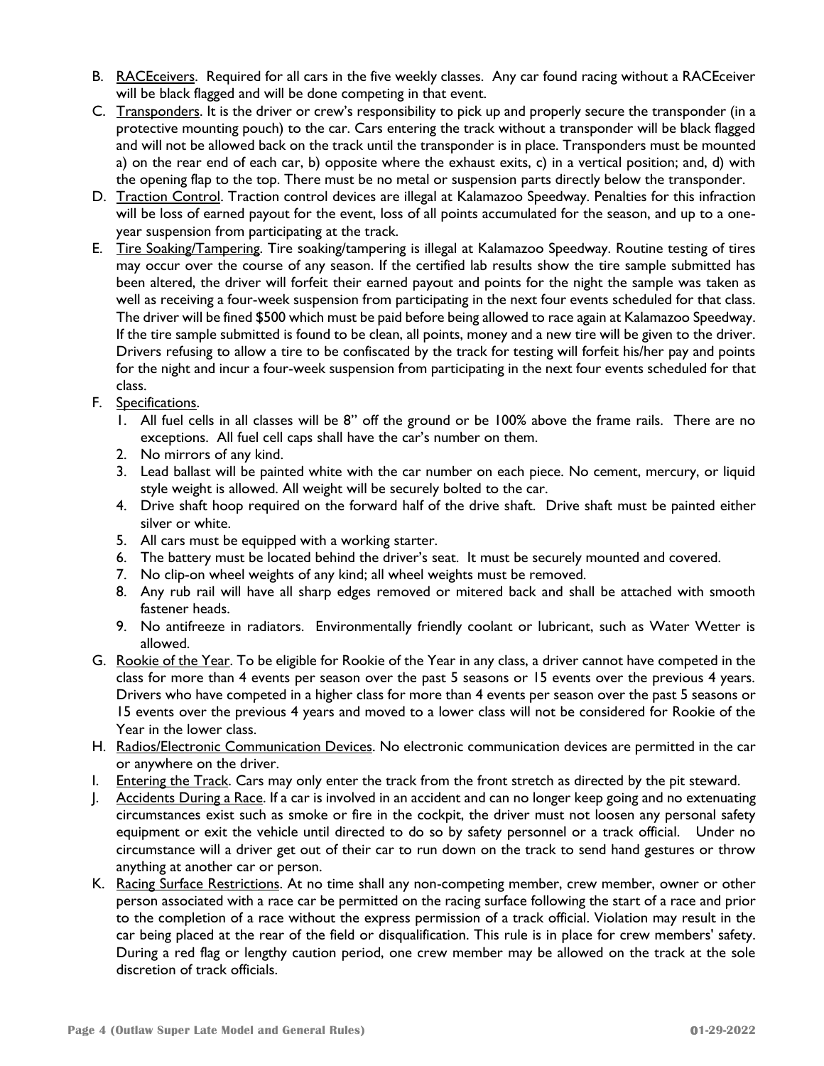B. <u>RACEceivers</u>. Required for all cars in the five weekly classes. Any car found racing without a RACEceiver will be black flagged and will be done competing in that event.

C. <u>Transponders</u>. It is the driver or crew's responsibility to pick up and properly secure the transponder (in a protective mounting pouch) to the car. Cars entering the track without a transponder will be black flagged and will not be allowed back on the track until the transponder is in place. Transponders must be mounted a) on the rear end of each car, b) opposite where the exhaust exits, c) in a vertical position; and, d) with the opening flap to the top. There must be no metal or suspension parts directly below the transponder.

D. <u>Traction Control</u>. Traction control devices are illegal at Kalamazoo Speedway. Penalties for this infraction will be loss of earned payout for the event, loss of all points accumulated for the season, and up to a one-year suspension from participating at the track.

E. <u>Tire Soaking/Tampering</u>. Tire soaking/tampering is illegal at Kalamazoo Speedway. Routine testing of tires may occur over the course of any season. If the certified lab results show the tire sample submitted has been altered, the driver will forfeit their earned payout and points for the night the sample was taken as well as receiving a four-week suspension from participating in the next four events scheduled for that class. The driver will be fined $500 which must be paid before being allowed to race again at Kalamazoo Speedway. If the tire sample submitted is found to be clean, all points, money and a new tire will be given to the driver. Drivers refusing to allow a tire to be confiscated by the track for testing will forfeit his/her pay and points for the night and incur a four-week suspension from participating in the next four events scheduled for that class.

F. <u>Specifications</u>.
   1. All fuel cells in all classes will be 8" off the ground or be 100% above the frame rails. There are no exceptions. All fuel cell caps shall have the car's number on them.
   2. No mirrors of any kind.
   3. Lead ballast will be painted white with the car number on each piece. No cement, mercury, or liquid style weight is allowed. All weight will be securely bolted to the car.
   4. Drive shaft hoop required on the forward half of the drive shaft. Drive shaft must be painted either silver or white.
   5. All cars must be equipped with a working starter.
   6. The battery must be located behind the driver's seat. It must be securely mounted and covered.
   7. No clip-on wheel weights of any kind; all wheel weights must be removed.
   8. Any rub rail will have all sharp edges removed or mitered back and shall be attached with smooth fastener heads.
   9. No antifreeze in radiators. Environmentally friendly coolant or lubricant, such as Water Wetter is allowed.

G. <u>Rookie of the Year</u>. To be eligible for Rookie of the Year in any class, a driver cannot have competed in the class for more than 4 events per season over the past 5 seasons or 15 events over the previous 4 years. Drivers who have competed in a higher class for more than 4 events per season over the past 5 seasons or 15 events over the previous 4 years and moved to a lower class will not be considered for Rookie of the Year in the lower class.

H. <u>Radios/Electronic Communication Devices</u>. No electronic communication devices are permitted in the car or anywhere on the driver.

I. <u>Entering the Track</u>. Cars may only enter the track from the front stretch as directed by the pit steward.

J. <u>Accidents During a Race</u>. If a car is involved in an accident and can no longer keep going and no extenuating circumstances exist such as smoke or fire in the cockpit, the driver must not loosen any personal safety equipment or exit the vehicle until directed to do so by safety personnel or a track official. Under no circumstance will a driver get out of their car to run down on the track to send hand gestures or throw anything at another car or person.

K. <u>Racing Surface Restrictions</u>. At no time shall any non-competing member, crew member, owner or other person associated with a race car be permitted on the racing surface following the start of a race and prior to the completion of a race without the express permission of a track official. Violation may result in the car being placed at the rear of the field or disqualification. This rule is in place for crew members' safety. During a red flag or lengthy caution period, one crew member may be allowed on the track at the sole discretion of track officials.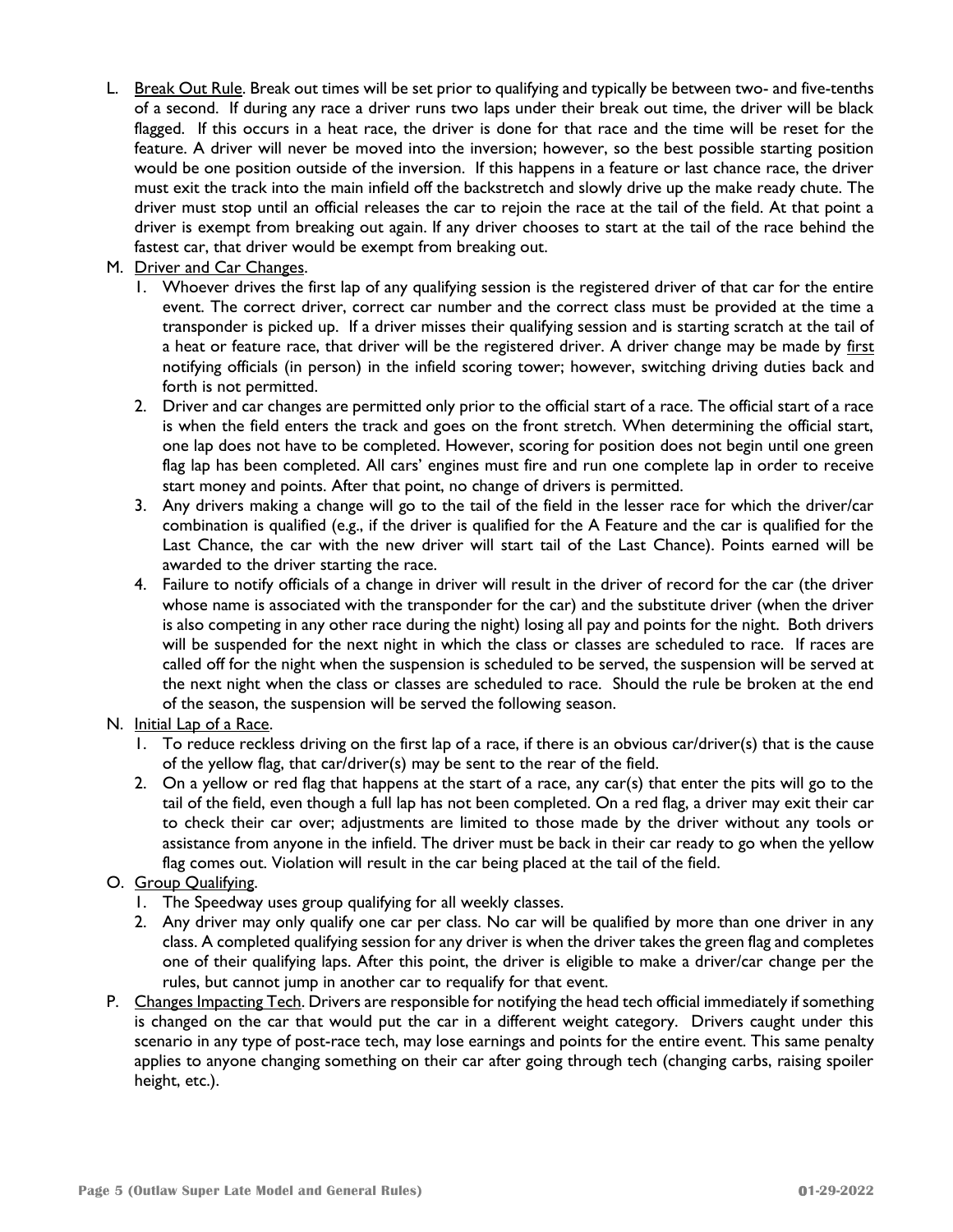L. <u>Break Out Rule</u>. Break out times will be set prior to qualifying and typically be between two- and five-tenths of a second. If during any race a driver runs two laps under their break out time, the driver will be black flagged. If this occurs in a heat race, the driver is done for that race and the time will be reset for the feature. A driver will never be moved into the inversion; however, so the best possible starting position would be one position outside of the inversion. If this happens in a feature or last chance race, the driver must exit the track into the main infield off the backstretch and slowly drive up the make ready chute. The driver must stop until an official releases the car to rejoin the race at the tail of the field. At that point a driver is exempt from breaking out again. If any driver chooses to start at the tail of the race behind the fastest car, that driver would be exempt from breaking out.

M. <u>Driver and Car Changes</u>.
   1. Whoever drives the first lap of any qualifying session is the registered driver of that car for the entire event. The correct driver, correct car number and the correct class must be provided at the time a transponder is picked up. If a driver misses their qualifying session and is starting scratch at the tail of a heat or feature race, that driver will be the registered driver. A driver change may be made by <u>first</u> notifying officials (in person) in the infield scoring tower; however, switching driving duties back and forth is not permitted.
   2. Driver and car changes are permitted only prior to the official start of a race. The official start of a race is when the field enters the track and goes on the front stretch. When determining the official start, one lap does not have to be completed. However, scoring for position does not begin until one green flag lap has been completed. All cars' engines must fire and run one complete lap in order to receive start money and points. After that point, no change of drivers is permitted.
   3. Any drivers making a change will go to the tail of the field in the lesser race for which the driver/car combination is qualified (e.g., if the driver is qualified for the A Feature and the car is qualified for the Last Chance, the car with the new driver will start tail of the Last Chance). Points earned will be awarded to the driver starting the race.
   4. Failure to notify officials of a change in driver will result in the driver of record for the car (the driver whose name is associated with the transponder for the car) and the substitute driver (when the driver is also competing in any other race during the night) losing all pay and points for the night. Both drivers will be suspended for the next night in which the class or classes are scheduled to race. If races are called off for the night when the suspension is scheduled to be served, the suspension will be served at the next night when the class or classes are scheduled to race. Should the rule be broken at the end of the season, the suspension will be served the following season.

N. <u>Initial Lap of a Race</u>.
   1. To reduce reckless driving on the first lap of a race, if there is an obvious car/driver(s) that is the cause of the yellow flag, that car/driver(s) may be sent to the rear of the field.
   2. On a yellow or red flag that happens at the start of a race, any car(s) that enter the pits will go to the tail of the field, even though a full lap has not been completed. On a red flag, a driver may exit their car to check their car over; adjustments are limited to those made by the driver without any tools or assistance from anyone in the infield. The driver must be back in their car ready to go when the yellow flag comes out. Violation will result in the car being placed at the tail of the field.

O. <u>Group Qualifying</u>.
   1. The Speedway uses group qualifying for all weekly classes.
   2. Any driver may only qualify one car per class. No car will be qualified by more than one driver in any class. A completed qualifying session for any driver is when the driver takes the green flag and completes one of their qualifying laps. After this point, the driver is eligible to make a driver/car change per the rules, but cannot jump in another car to requalify for that event.

P. <u>Changes Impacting Tech</u>. Drivers are responsible for notifying the head tech official immediately if something is changed on the car that would put the car in a different weight category. Drivers caught under this scenario in any type of post-race tech, may lose earnings and points for the entire event. This same penalty applies to anyone changing something on their car after going through tech (changing carbs, raising spoiler height, etc.).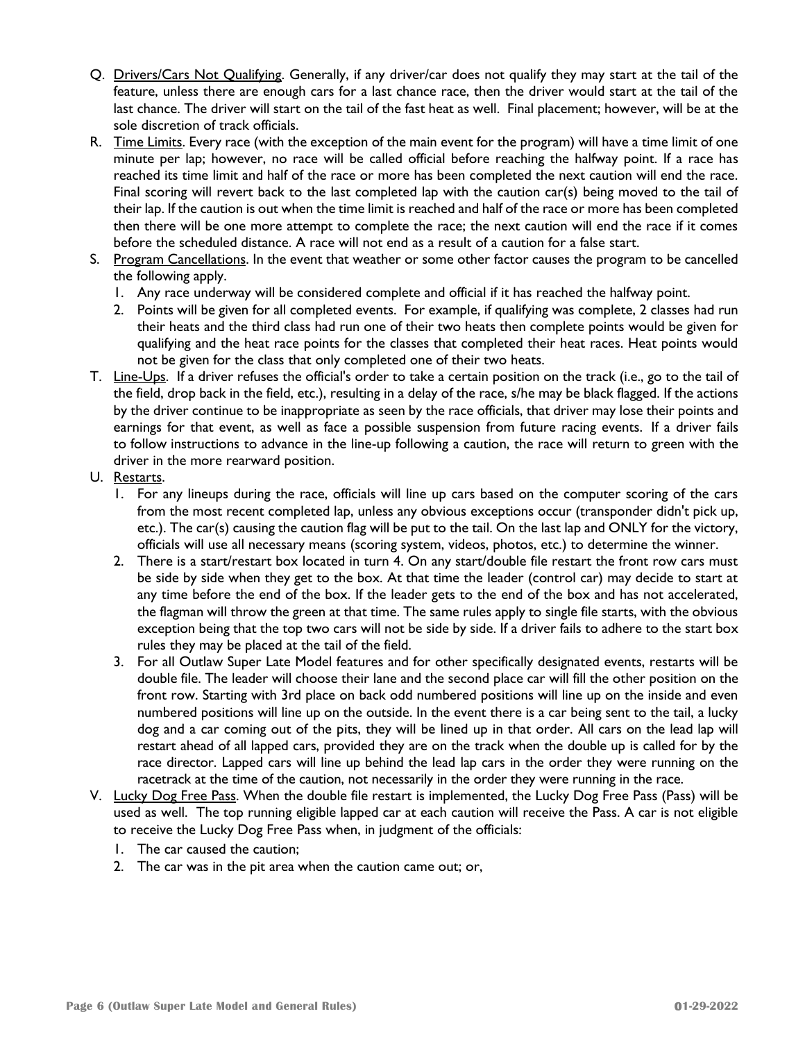Q. <u>Drivers/Cars Not Qualifying</u>. Generally, if any driver/car does not qualify they may start at the tail of the feature, unless there are enough cars for a last chance race, then the driver would start at the tail of the last chance. The driver will start on the tail of the fast heat as well. Final placement; however, will be at the sole discretion of track officials.

R. <u>Time Limits</u>. Every race (with the exception of the main event for the program) will have a time limit of one minute per lap; however, no race will be called official before reaching the halfway point. If a race has reached its time limit and half of the race or more has been completed the next caution will end the race. Final scoring will revert back to the last completed lap with the caution car(s) being moved to the tail of their lap. If the caution is out when the time limit is reached and half of the race or more has been completed then there will be one more attempt to complete the race; the next caution will end the race if it comes before the scheduled distance. A race will not end as a result of a caution for a false start.

S. <u>Program Cancellations</u>. In the event that weather or some other factor causes the program to be cancelled the following apply.
   1. Any race underway will be considered complete and official if it has reached the halfway point.
   2. Points will be given for all completed events. For example, if qualifying was complete, 2 classes had run their heats and the third class had run one of their two heats then complete points would be given for qualifying and the heat race points for the classes that completed their heat races. Heat points would not be given for the class that only completed one of their two heats.

T. <u>Line-Ups</u>. If a driver refuses the official's order to take a certain position on the track (i.e., go to the tail of the field, drop back in the field, etc.), resulting in a delay of the race, s/he may be black flagged. If the actions by the driver continue to be inappropriate as seen by the race officials, that driver may lose their points and earnings for that event, as well as face a possible suspension from future racing events. If a driver fails to follow instructions to advance in the line-up following a caution, the race will return to green with the driver in the more rearward position.

U. <u>Restarts</u>.
   1. For any lineups during the race, officials will line up cars based on the computer scoring of the cars from the most recent completed lap, unless any obvious exceptions occur (transponder didn't pick up, etc.). The car(s) causing the caution flag will be put to the tail. On the last lap and ONLY for the victory, officials will use all necessary means (scoring system, videos, photos, etc.) to determine the winner.
   2. There is a start/restart box located in turn 4. On any start/double file restart the front row cars must be side by side when they get to the box. At that time the leader (control car) may decide to start at any time before the end of the box. If the leader gets to the end of the box and has not accelerated, the flagman will throw the green at that time. The same rules apply to single file starts, with the obvious exception being that the top two cars will not be side by side. If a driver fails to adhere to the start box rules they may be placed at the tail of the field.
   3. For all Outlaw Super Late Model features and for other specifically designated events, restarts will be double file. The leader will choose their lane and the second place car will fill the other position on the front row. Starting with 3rd place on back odd numbered positions will line up on the inside and even numbered positions will line up on the outside. In the event there is a car being sent to the tail, a lucky dog and a car coming out of the pits, they will be lined up in that order. All cars on the lead lap will restart ahead of all lapped cars, provided they are on the track when the double up is called for by the race director. Lapped cars will line up behind the lead lap cars in the order they were running on the racetrack at the time of the caution, not necessarily in the order they were running in the race.

V. <u>Lucky Dog Free Pass</u>. When the double file restart is implemented, the Lucky Dog Free Pass (Pass) will be used as well. The top running eligible lapped car at each caution will receive the Pass. A car is not eligible to receive the Lucky Dog Free Pass when, in judgment of the officials:
   1. The car caused the caution;
   2. The car was in the pit area when the caution came out; or,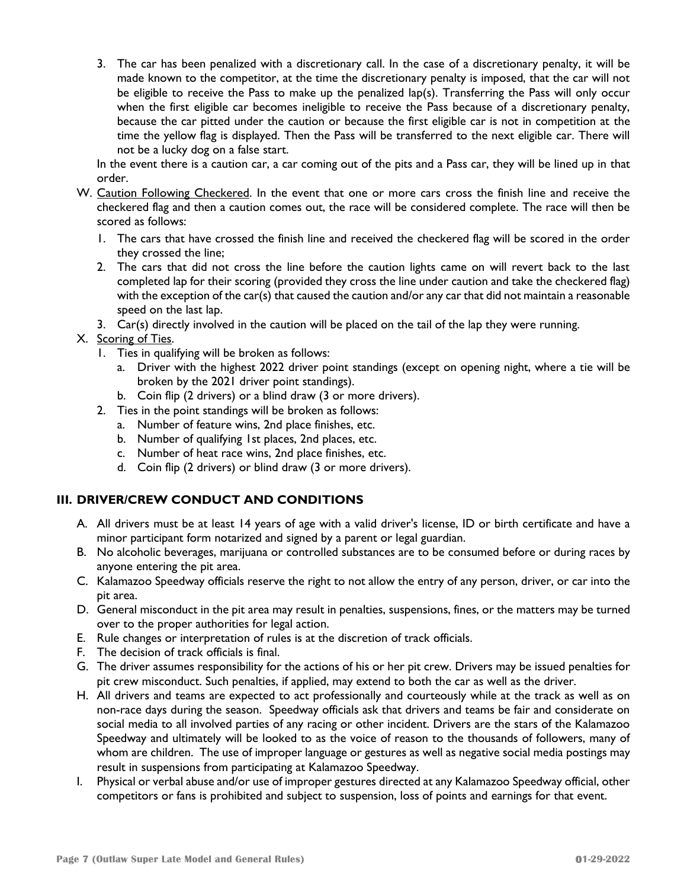3. The car has been penalized with a discretionary call. In the case of a discretionary penalty, it will be made known to the competitor, at the time the discretionary penalty is imposed, that the car will not be eligible to receive the Pass to make up the penalized lap(s). Transferring the Pass will only occur when the first eligible car becomes ineligible to receive the Pass because of a discretionary penalty, because the car pitted under the caution or because the first eligible car is not in competition at the time the yellow flag is displayed. Then the Pass will be transferred to the next eligible car. There will not be a lucky dog on a false start.

In the event there is a caution car, a car coming out of the pits and a Pass car, they will be lined up in that order.

W. <u>Caution Following Checkered</u>. In the event that one or more cars cross the finish line and receive the checkered flag and then a caution comes out, the race will be considered complete. The race will then be scored as follows:

1. The cars that have crossed the finish line and received the checkered flag will be scored in the order they crossed the line;
2. The cars that did not cross the line before the caution lights came on will revert back to the last completed lap for their scoring (provided they cross the line under caution and take the checkered flag) with the exception of the car(s) that caused the caution and/or any car that did not maintain a reasonable speed on the last lap.
3. Car(s) directly involved in the caution will be placed on the tail of the lap they were running.

X. <u>Scoring of Ties</u>.

1. Ties in qualifying will be broken as follows:
   a. Driver with the highest 2022 driver point standings (except on opening night, where a tie will be broken by the 2021 driver point standings).
   b. Coin flip (2 drivers) or a blind draw (3 or more drivers).
2. Ties in the point standings will be broken as follows:
   a. Number of feature wins, 2nd place finishes, etc.
   b. Number of qualifying 1st places, 2nd places, etc.
   c. Number of heat race wins, 2nd place finishes, etc.
   d. Coin flip (2 drivers) or blind draw (3 or more drivers).

## III. DRIVER/CREW CONDUCT AND CONDITIONS

A. All drivers must be at least 14 years of age with a valid driver's license, ID or birth certificate and have a minor participant form notarized and signed by a parent or legal guardian.

B. No alcoholic beverages, marijuana or controlled substances are to be consumed before or during races by anyone entering the pit area.

C. Kalamazoo Speedway officials reserve the right to not allow the entry of any person, driver, or car into the pit area.

D. General misconduct in the pit area may result in penalties, suspensions, fines, or the matters may be turned over to the proper authorities for legal action.

E. Rule changes or interpretation of rules is at the discretion of track officials.

F. The decision of track officials is final.

G. The driver assumes responsibility for the actions of his or her pit crew. Drivers may be issued penalties for pit crew misconduct. Such penalties, if applied, may extend to both the car as well as the driver.

H. All drivers and teams are expected to act professionally and courteously while at the track as well as on non-race days during the season. Speedway officials ask that drivers and teams be fair and considerate on social media to all involved parties of any racing or other incident. Drivers are the stars of the Kalamazoo Speedway and ultimately will be looked to as the voice of reason to the thousands of followers, many of whom are children. The use of improper language or gestures as well as negative social media postings may result in suspensions from participating at Kalamazoo Speedway.

I. Physical or verbal abuse and/or use of improper gestures directed at any Kalamazoo Speedway official, other competitors or fans is prohibited and subject to suspension, loss of points and earnings for that event.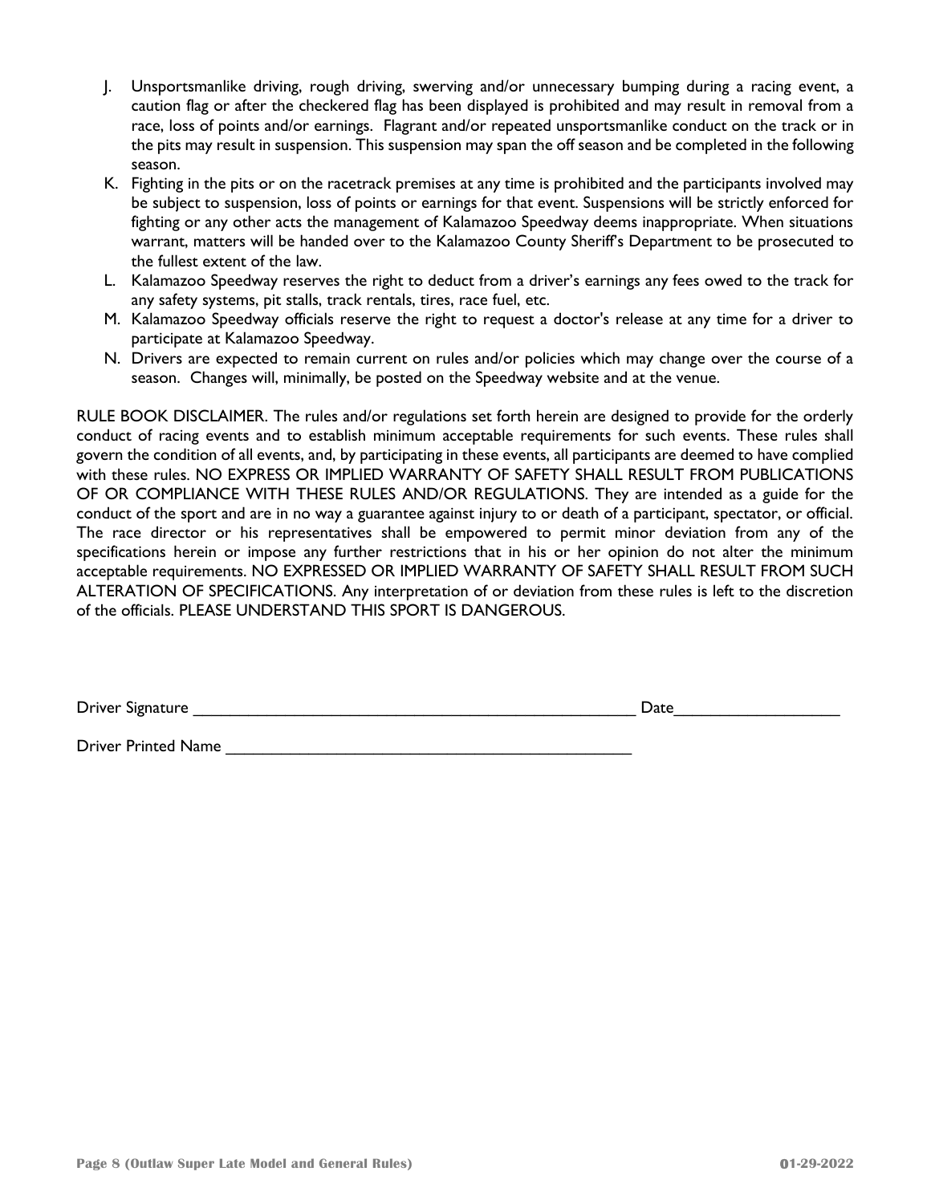J. Unsportsmanlike driving, rough driving, swerving and/or unnecessary bumping during a racing event, a caution flag or after the checkered flag has been displayed is prohibited and may result in removal from a race, loss of points and/or earnings. Flagrant and/or repeated unsportsmanlike conduct on the track or in the pits may result in suspension. This suspension may span the off season and be completed in the following season.
K. Fighting in the pits or on the racetrack premises at any time is prohibited and the participants involved may be subject to suspension, loss of points or earnings for that event. Suspensions will be strictly enforced for fighting or any other acts the management of Kalamazoo Speedway deems inappropriate. When situations warrant, matters will be handed over to the Kalamazoo County Sheriff's Department to be prosecuted to the fullest extent of the law.
L. Kalamazoo Speedway reserves the right to deduct from a driver's earnings any fees owed to the track for any safety systems, pit stalls, track rentals, tires, race fuel, etc.
M. Kalamazoo Speedway officials reserve the right to request a doctor's release at any time for a driver to participate at Kalamazoo Speedway.
N. Drivers are expected to remain current on rules and/or policies which may change over the course of a season. Changes will, minimally, be posted on the Speedway website and at the venue.

RULE BOOK DISCLAIMER. The rules and/or regulations set forth herein are designed to provide for the orderly conduct of racing events and to establish minimum acceptable requirements for such events. These rules shall govern the condition of all events, and, by participating in these events, all participants are deemed to have complied with these rules. NO EXPRESS OR IMPLIED WARRANTY OF SAFETY SHALL RESULT FROM PUBLICATIONS OF OR COMPLIANCE WITH THESE RULES AND/OR REGULATIONS. They are intended as a guide for the conduct of the sport and are in no way a guarantee against injury to or death of a participant, spectator, or official. The race director or his representatives shall be empowered to permit minor deviation from any of the specifications herein or impose any further restrictions that in his or her opinion do not alter the minimum acceptable requirements. NO EXPRESSED OR IMPLIED WARRANTY OF SAFETY SHALL RESULT FROM SUCH ALTERATION OF SPECIFICATIONS. Any interpretation of or deviation from these rules is left to the discretion of the officials. PLEASE UNDERSTAND THIS SPORT IS DANGEROUS.

Driver Signature ____________________________________________________ Date__________________

Driver Printed Name ________________________________________________